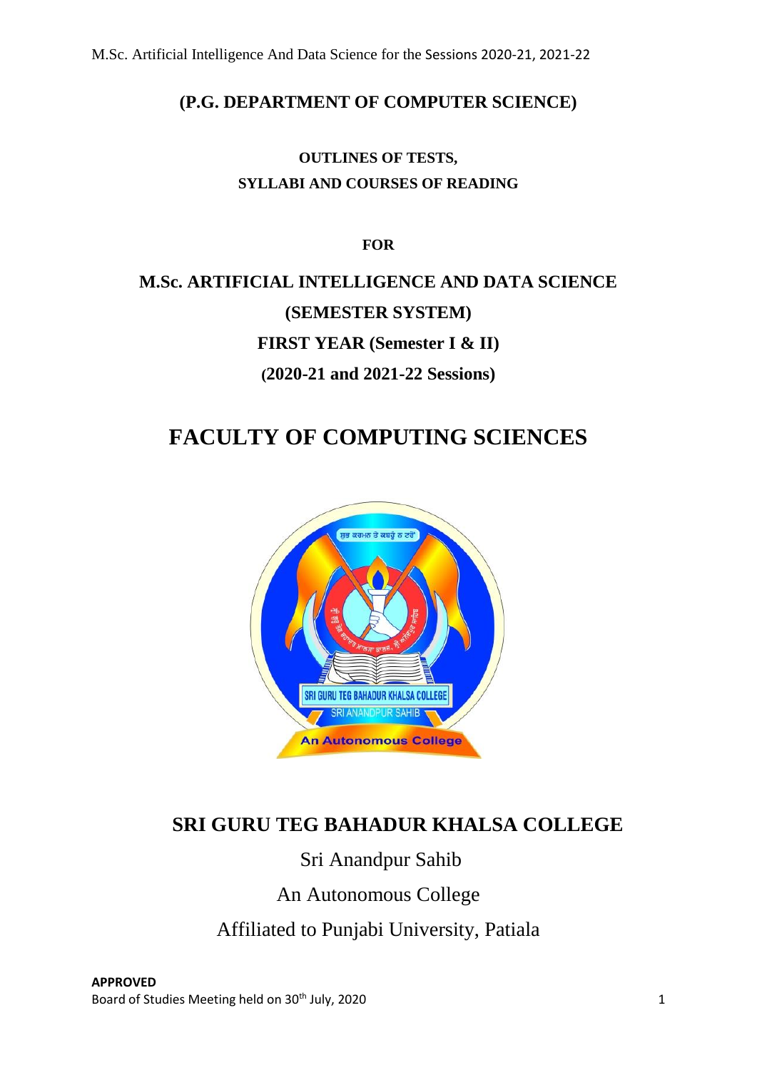**(P.G. DEPARTMENT OF COMPUTER SCIENCE)**

**OUTLINES OF TESTS,**
**SYLLABI AND COURSES OF READING**

**FOR**

# M.Sc. ARTIFICIAL INTELLIGENCE AND DATA SCIENCE

**(SEMESTER SYSTEM)**

**FIRST YEAR (Semester I & II)**

**(2020-21 and 2021-22 Sessions)**

# FACULTY OF COMPUTING SCIENCES

## SRI GURU TEG BAHADUR KHALSA COLLEGE

Sri Anandpur Sahib

An Autonomous College

Affiliated to Punjabi University, Patiala

**APPROVED**
Board of Studies Meeting held on 30th July, 2020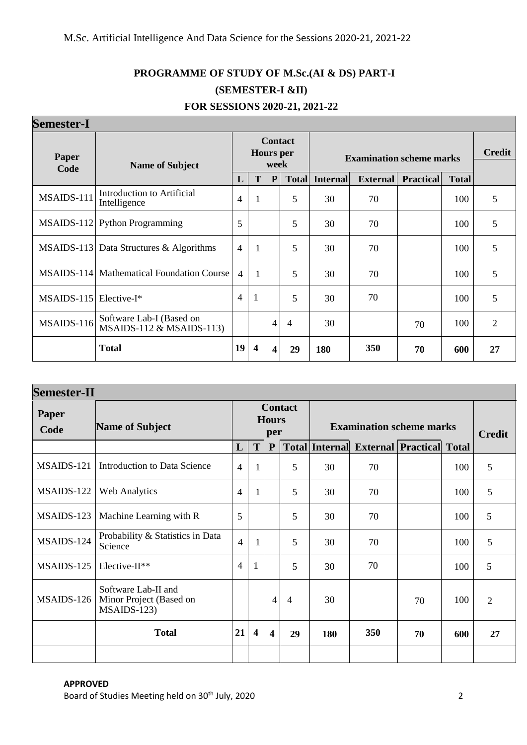## PROGRAMME OF STUDY OF M.Sc.(AI & DS) PART-I

## (SEMESTER-I &II)

## FOR SESSIONS 2020-21, 2021-22

### Semester-I

| Paper Code | Name of Subject | Contact Hours per week | | | | Examination scheme marks | | | | Credit |
|---|---|---|---|---|---|---|---|---|---|---|
| | | L | T | P | Total | Internal | External | Practical | Total | |
| MSAIDS-111 | Introduction to Artificial Intelligence | 4 | 1 | | 5 | 30 | 70 | | 100 | 5 |
| MSAIDS-112 | Python Programming | 5 | | | 5 | 30 | 70 | | 100 | 5 |
| MSAIDS-113 | Data Structures & Algorithms | 4 | 1 | | 5 | 30 | 70 | | 100 | 5 |
| MSAIDS-114 | Mathematical Foundation Course | 4 | 1 | | 5 | 30 | 70 | | 100 | 5 |
| MSAIDS-115 | Elective-I* | 4 | 1 | | 5 | 30 | 70 | | 100 | 5 |
| MSAIDS-116 | Software Lab-I (Based on MSAIDS-112 & MSAIDS-113) | | | 4 | 4 | 30 | | 70 | 100 | 2 |
| | **Total** | **19** | **4** | **4** | **29** | **180** | **350** | **70** | **600** | **27** |

### Semester-II

| Paper Code | Name of Subject | Contact Hours per | | | | Examination scheme marks | | | | Credit |
|---|---|---|---|---|---|---|---|---|---|---|
| | | L | T | P | Total | Internal | External | Practical | Total | |
| MSAIDS-121 | Introduction to Data Science | 4 | 1 | | 5 | 30 | 70 | | 100 | 5 |
| MSAIDS-122 | Web Analytics | 4 | 1 | | 5 | 30 | 70 | | 100 | 5 |
| MSAIDS-123 | Machine Learning with R | 5 | | | 5 | 30 | 70 | | 100 | 5 |
| MSAIDS-124 | Probability & Statistics in Data Science | 4 | 1 | | 5 | 30 | 70 | | 100 | 5 |
| MSAIDS-125 | Elective-II** | 4 | 1 | | 5 | 30 | 70 | | 100 | 5 |
| MSAIDS-126 | Software Lab-II and Minor Project (Based on MSAIDS-123) | | | 4 | 4 | 30 | | 70 | 100 | 2 |
| | **Total** | **21** | **4** | **4** | **29** | **180** | **350** | **70** | **600** | **27** |
| | | | | | | | | | | |

**APPROVED**

Board of Studies Meeting held on 30th July, 2020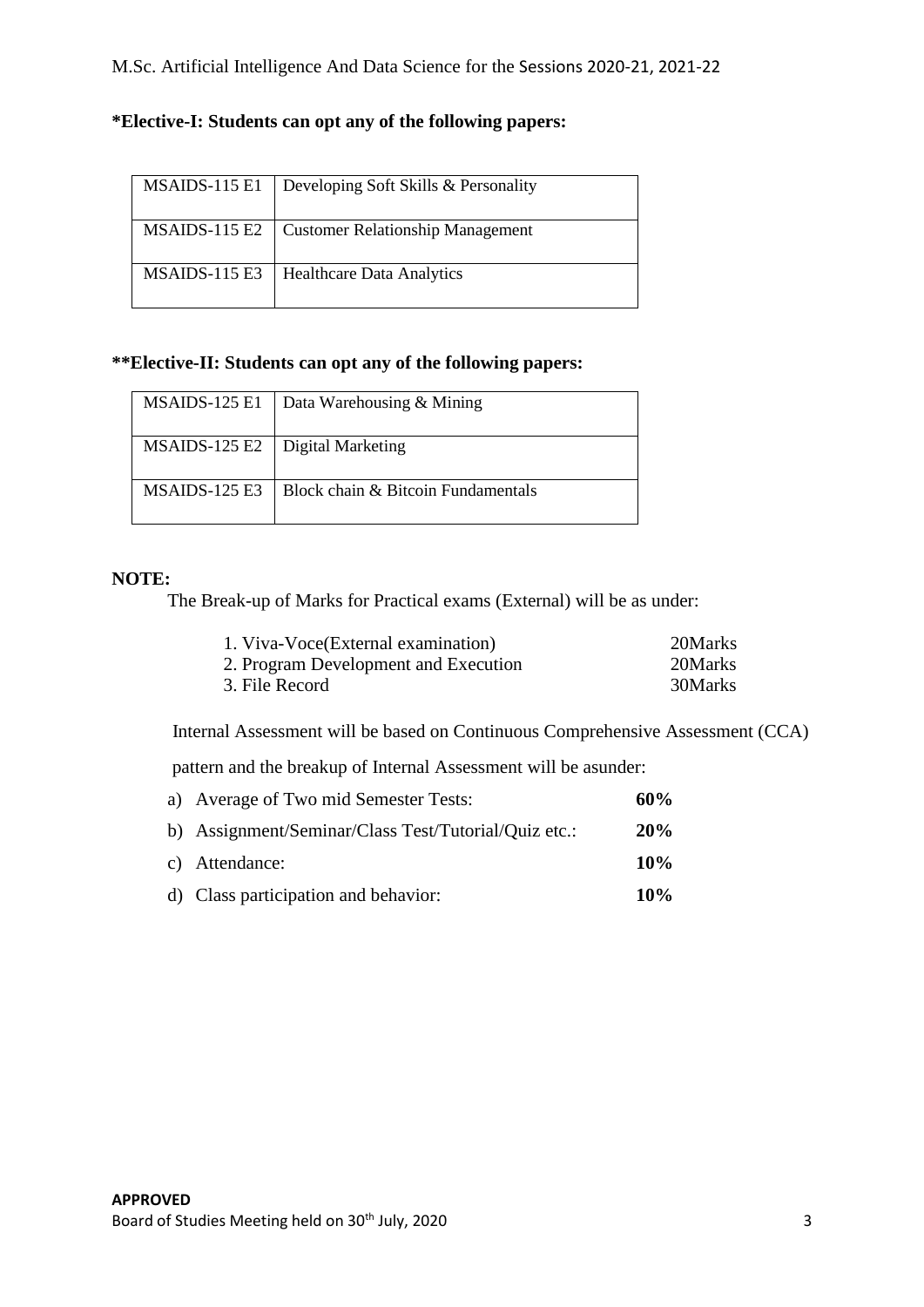**\*Elective-I: Students can opt any of the following papers:**

| | |
|---|---|
| MSAIDS-115 E1 | Developing Soft Skills & Personality |
| MSAIDS-115 E2 | Customer Relationship Management |
| MSAIDS-115 E3 | Healthcare Data Analytics |

**\*\*Elective-II: Students can opt any of the following papers:**

| | |
|---|---|
| MSAIDS-125 E1 | Data Warehousing & Mining |
| MSAIDS-125 E2 | Digital Marketing |
| MSAIDS-125 E3 | Block chain & Bitcoin Fundamentals |

**NOTE:**

The Break-up of Marks for Practical exams (External) will be as under:

| | |
|---|---|
| 1. Viva-Voce(External examination) | 20Marks |
| 2. Program Development and Execution | 20Marks |
| 3. File Record | 30Marks |

Internal Assessment will be based on Continuous Comprehensive Assessment (CCA) pattern and the breakup of Internal Assessment will be asunder:

| | |
|---|---|
| a) Average of Two mid Semester Tests: | **60%** |
| b) Assignment/Seminar/Class Test/Tutorial/Quiz etc.: | **20%** |
| c) Attendance: | **10%** |
| d) Class participation and behavior: | **10%** |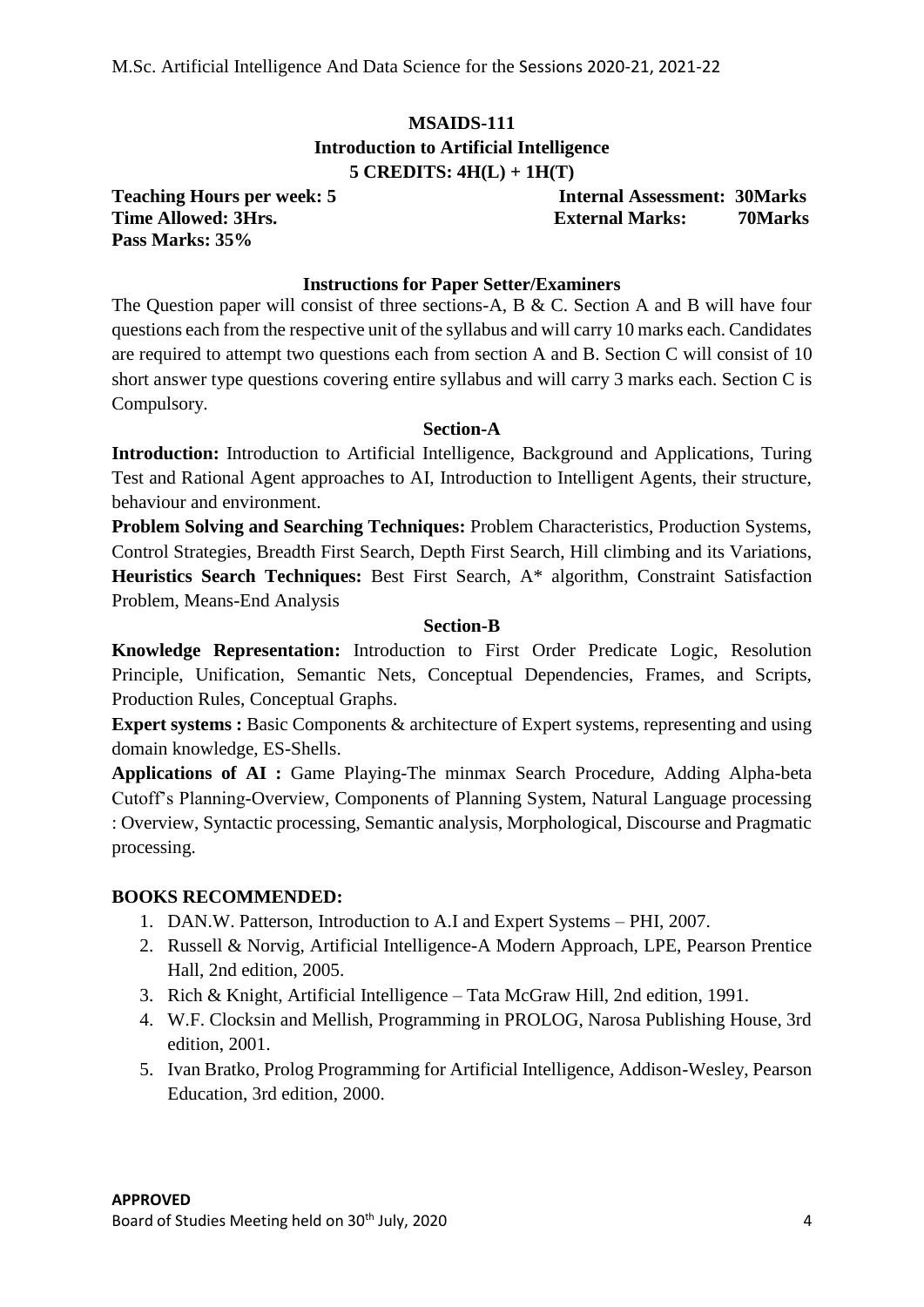## MSAIDS-111

### Introduction to Artificial Intelligence

**5 CREDITS: 4H(L) + 1H(T)**

**Teaching Hours per week: 5** **Internal Assessment: 30Marks**
**Time Allowed: 3Hrs.** **External Marks: 70Marks**
**Pass Marks: 35%**

### Instructions for Paper Setter/Examiners

The Question paper will consist of three sections-A, B & C. Section A and B will have four questions each from the respective unit of the syllabus and will carry 10 marks each. Candidates are required to attempt two questions each from section A and B. Section C will consist of 10 short answer type questions covering entire syllabus and will carry 3 marks each. Section C is Compulsory.

### Section-A

**Introduction:** Introduction to Artificial Intelligence, Background and Applications, Turing Test and Rational Agent approaches to AI, Introduction to Intelligent Agents, their structure, behaviour and environment.

**Problem Solving and Searching Techniques:** Problem Characteristics, Production Systems, Control Strategies, Breadth First Search, Depth First Search, Hill climbing and its Variations, **Heuristics Search Techniques:** Best First Search, A* algorithm, Constraint Satisfaction Problem, Means-End Analysis

### Section-B

**Knowledge Representation:** Introduction to First Order Predicate Logic, Resolution Principle, Unification, Semantic Nets, Conceptual Dependencies, Frames, and Scripts, Production Rules, Conceptual Graphs.

**Expert systems :** Basic Components & architecture of Expert systems, representing and using domain knowledge, ES-Shells.

**Applications of AI :** Game Playing-The minmax Search Procedure, Adding Alpha-beta Cutoff's Planning-Overview, Components of Planning System, Natural Language processing : Overview, Syntactic processing, Semantic analysis, Morphological, Discourse and Pragmatic processing.

### BOOKS RECOMMENDED:

1. DAN.W. Patterson, Introduction to A.I and Expert Systems – PHI, 2007.
2. Russell & Norvig, Artificial Intelligence-A Modern Approach, LPE, Pearson Prentice Hall, 2nd edition, 2005.
3. Rich & Knight, Artificial Intelligence – Tata McGraw Hill, 2nd edition, 1991.
4. W.F. Clocksin and Mellish, Programming in PROLOG, Narosa Publishing House, 3rd edition, 2001.
5. Ivan Bratko, Prolog Programming for Artificial Intelligence, Addison-Wesley, Pearson Education, 3rd edition, 2000.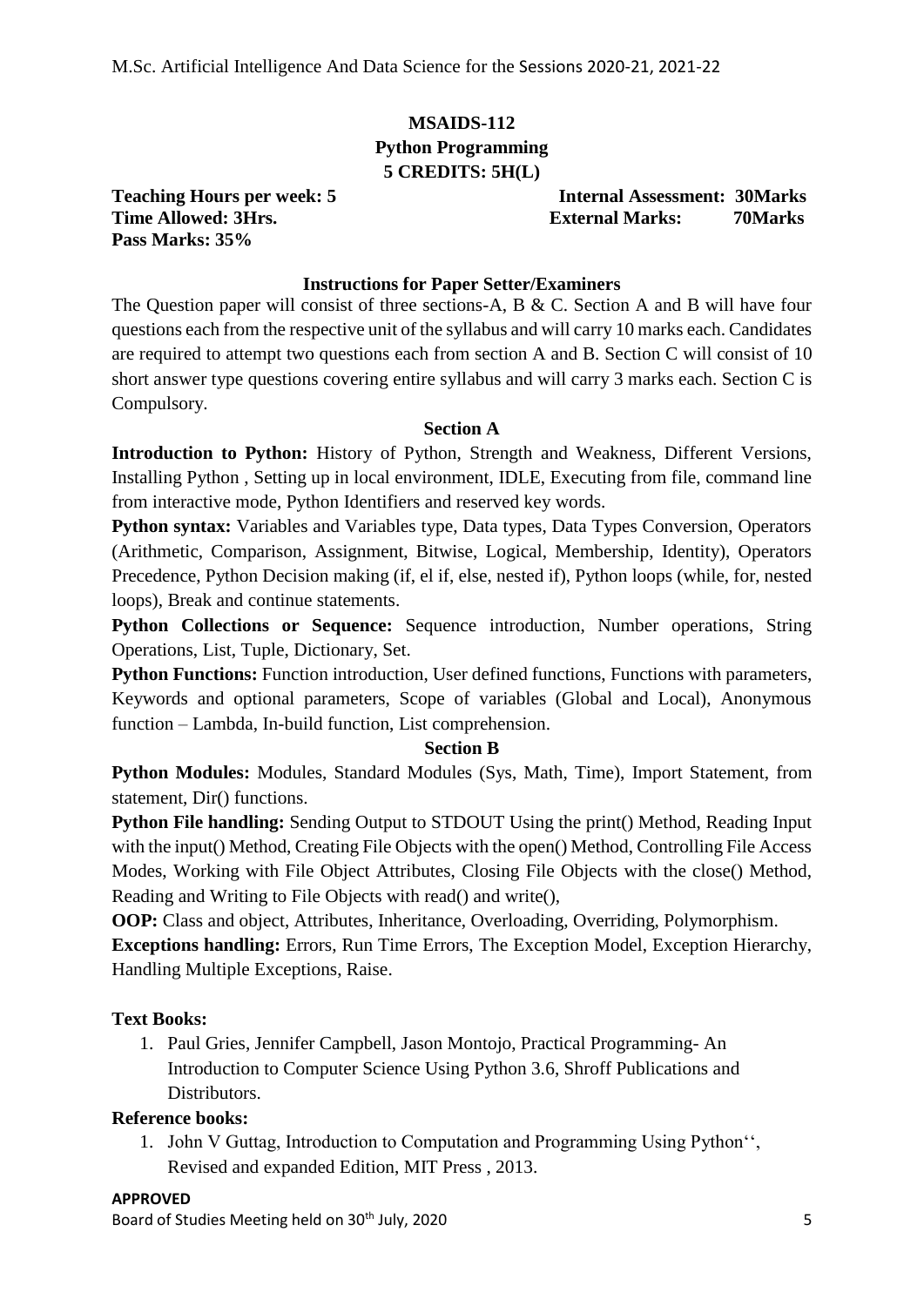## MSAIDS-112
## Python Programming
## 5 CREDITS: 5H(L)

**Teaching Hours per week: 5** **Internal Assessment: 30Marks**
**Time Allowed: 3Hrs.** **External Marks: 70Marks**
**Pass Marks: 35%**

### Instructions for Paper Setter/Examiners

The Question paper will consist of three sections-A, B & C. Section A and B will have four questions each from the respective unit of the syllabus and will carry 10 marks each. Candidates are required to attempt two questions each from section A and B. Section C will consist of 10 short answer type questions covering entire syllabus and will carry 3 marks each. Section C is Compulsory.

### Section A

**Introduction to Python:** History of Python, Strength and Weakness, Different Versions, Installing Python , Setting up in local environment, IDLE, Executing from file, command line from interactive mode, Python Identifiers and reserved key words.

**Python syntax:** Variables and Variables type, Data types, Data Types Conversion, Operators (Arithmetic, Comparison, Assignment, Bitwise, Logical, Membership, Identity), Operators Precedence, Python Decision making (if, el if, else, nested if), Python loops (while, for, nested loops), Break and continue statements.

**Python Collections or Sequence:** Sequence introduction, Number operations, String Operations, List, Tuple, Dictionary, Set.

**Python Functions:** Function introduction, User defined functions, Functions with parameters, Keywords and optional parameters, Scope of variables (Global and Local), Anonymous function – Lambda, In-build function, List comprehension.

### Section B

**Python Modules:** Modules, Standard Modules (Sys, Math, Time), Import Statement, from statement, Dir() functions.

**Python File handling:** Sending Output to STDOUT Using the print() Method, Reading Input with the input() Method, Creating File Objects with the open() Method, Controlling File Access Modes, Working with File Object Attributes, Closing File Objects with the close() Method, Reading and Writing to File Objects with read() and write(),

**OOP:** Class and object, Attributes, Inheritance, Overloading, Overriding, Polymorphism.

**Exceptions handling:** Errors, Run Time Errors, The Exception Model, Exception Hierarchy, Handling Multiple Exceptions, Raise.

**Text Books:**

1. Paul Gries, Jennifer Campbell, Jason Montojo, Practical Programming- An Introduction to Computer Science Using Python 3.6, Shroff Publications and Distributors.

**Reference books:**

1. John V Guttag, Introduction to Computation and Programming Using Python'', Revised and expanded Edition, MIT Press , 2013.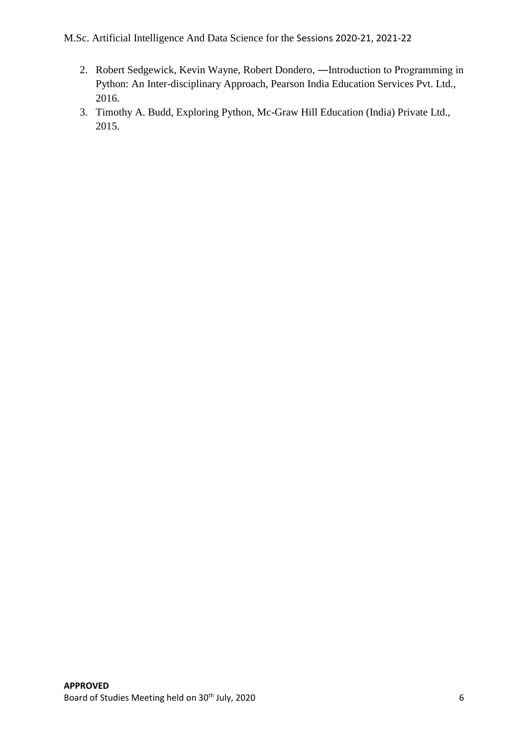2. Robert Sedgewick, Kevin Wayne, Robert Dondero, ―Introduction to Programming in Python: An Inter-disciplinary Approach, Pearson India Education Services Pvt. Ltd., 2016.
3. Timothy A. Budd, Exploring Python, Mc-Graw Hill Education (India) Private Ltd., 2015.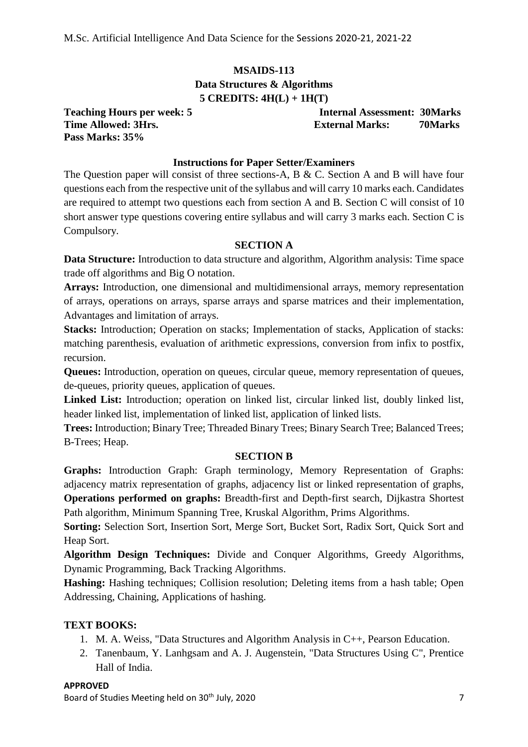## MSAIDS-113

### Data Structures & Algorithms

**5 CREDITS: 4H(L) + 1H(T)**

**Teaching Hours per week: 5** **Internal Assessment: 30Marks**
**Time Allowed: 3Hrs.** **External Marks: 70Marks**
**Pass Marks: 35%**

#### Instructions for Paper Setter/Examiners

The Question paper will consist of three sections-A, B & C. Section A and B will have four questions each from the respective unit of the syllabus and will carry 10 marks each. Candidates are required to attempt two questions each from section A and B. Section C will consist of 10 short answer type questions covering entire syllabus and will carry 3 marks each. Section C is Compulsory.

#### SECTION A

**Data Structure:** Introduction to data structure and algorithm, Algorithm analysis: Time space trade off algorithms and Big O notation.

**Arrays:** Introduction, one dimensional and multidimensional arrays, memory representation of arrays, operations on arrays, sparse arrays and sparse matrices and their implementation, Advantages and limitation of arrays.

**Stacks:** Introduction; Operation on stacks; Implementation of stacks, Application of stacks: matching parenthesis, evaluation of arithmetic expressions, conversion from infix to postfix, recursion.

**Queues:** Introduction, operation on queues, circular queue, memory representation of queues, de-queues, priority queues, application of queues.

**Linked List:** Introduction; operation on linked list, circular linked list, doubly linked list, header linked list, implementation of linked list, application of linked lists.

**Trees:** Introduction; Binary Tree; Threaded Binary Trees; Binary Search Tree; Balanced Trees; B-Trees; Heap.

#### SECTION B

**Graphs:** Introduction Graph: Graph terminology, Memory Representation of Graphs: adjacency matrix representation of graphs, adjacency list or linked representation of graphs, **Operations performed on graphs:** Breadth-first and Depth-first search, Dijkastra Shortest Path algorithm, Minimum Spanning Tree, Kruskal Algorithm, Prims Algorithms.

**Sorting:** Selection Sort, Insertion Sort, Merge Sort, Bucket Sort, Radix Sort, Quick Sort and Heap Sort.

**Algorithm Design Techniques:** Divide and Conquer Algorithms, Greedy Algorithms, Dynamic Programming, Back Tracking Algorithms.

**Hashing:** Hashing techniques; Collision resolution; Deleting items from a hash table; Open Addressing, Chaining, Applications of hashing.

#### TEXT BOOKS:

1. M. A. Weiss, "Data Structures and Algorithm Analysis in C++, Pearson Education.
2. Tanenbaum, Y. Lanhgsam and A. J. Augenstein, "Data Structures Using C", Prentice Hall of India.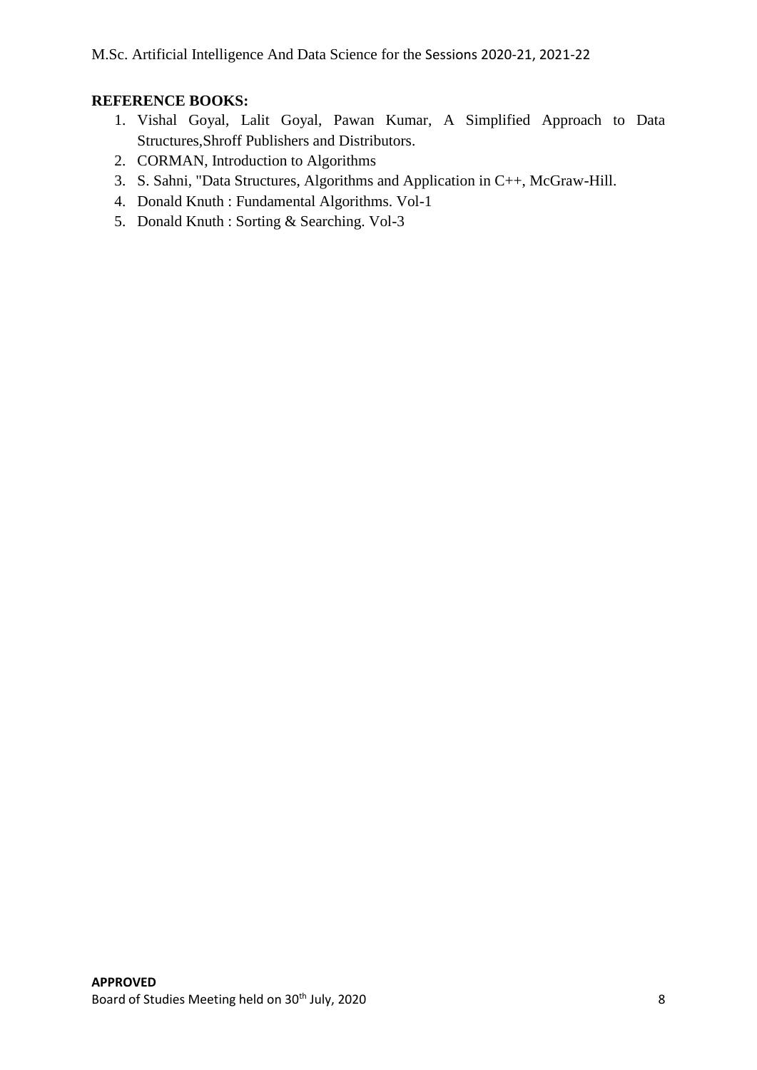**REFERENCE BOOKS:**

1. Vishal Goyal, Lalit Goyal, Pawan Kumar, A Simplified Approach to Data Structures,Shroff Publishers and Distributors.
2. CORMAN, Introduction to Algorithms
3. S. Sahni, "Data Structures, Algorithms and Application in C++, McGraw-Hill.
4. Donald Knuth : Fundamental Algorithms. Vol-1
5. Donald Knuth : Sorting & Searching. Vol-3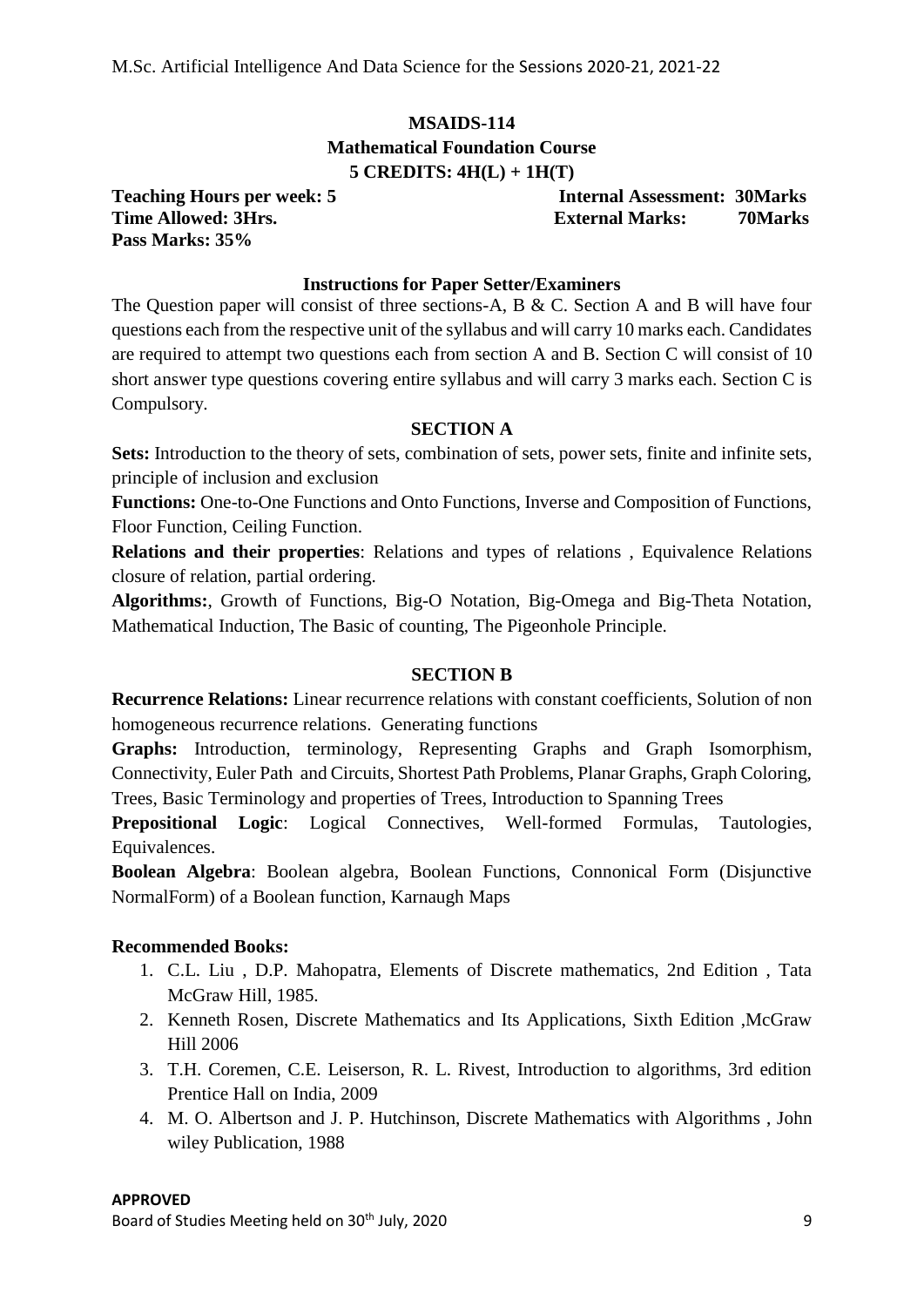# MSAIDS-114

## Mathematical Foundation Course

**5 CREDITS: 4H(L) + 1H(T)**

**Teaching Hours per week: 5** **Internal Assessment: 30Marks**
**Time Allowed: 3Hrs.** **External Marks: 70Marks**
**Pass Marks: 35%**

### Instructions for Paper Setter/Examiners

The Question paper will consist of three sections-A, B & C. Section A and B will have four questions each from the respective unit of the syllabus and will carry 10 marks each. Candidates are required to attempt two questions each from section A and B. Section C will consist of 10 short answer type questions covering entire syllabus and will carry 3 marks each. Section C is Compulsory.

### SECTION A

**Sets:** Introduction to the theory of sets, combination of sets, power sets, finite and infinite sets, principle of inclusion and exclusion

**Functions:** One-to-One Functions and Onto Functions, Inverse and Composition of Functions, Floor Function, Ceiling Function.

**Relations and their properties**: Relations and types of relations , Equivalence Relations closure of relation, partial ordering.

**Algorithms:**, Growth of Functions, Big-O Notation, Big-Omega and Big-Theta Notation, Mathematical Induction, The Basic of counting, The Pigeonhole Principle.

### SECTION B

**Recurrence Relations:** Linear recurrence relations with constant coefficients, Solution of non homogeneous recurrence relations. Generating functions

**Graphs:** Introduction, terminology, Representing Graphs and Graph Isomorphism, Connectivity, Euler Path and Circuits, Shortest Path Problems, Planar Graphs, Graph Coloring, Trees, Basic Terminology and properties of Trees, Introduction to Spanning Trees

**Prepositional Logic**: Logical Connectives, Well-formed Formulas, Tautologies, Equivalences.

**Boolean Algebra**: Boolean algebra, Boolean Functions, Connonical Form (Disjunctive NormalForm) of a Boolean function, Karnaugh Maps

### Recommended Books:

1. C.L. Liu , D.P. Mahopatra, Elements of Discrete mathematics, 2nd Edition , Tata McGraw Hill, 1985.
2. Kenneth Rosen, Discrete Mathematics and Its Applications, Sixth Edition ,McGraw Hill 2006
3. T.H. Coremen, C.E. Leiserson, R. L. Rivest, Introduction to algorithms, 3rd edition Prentice Hall on India, 2009
4. M. O. Albertson and J. P. Hutchinson, Discrete Mathematics with Algorithms , John wiley Publication, 1988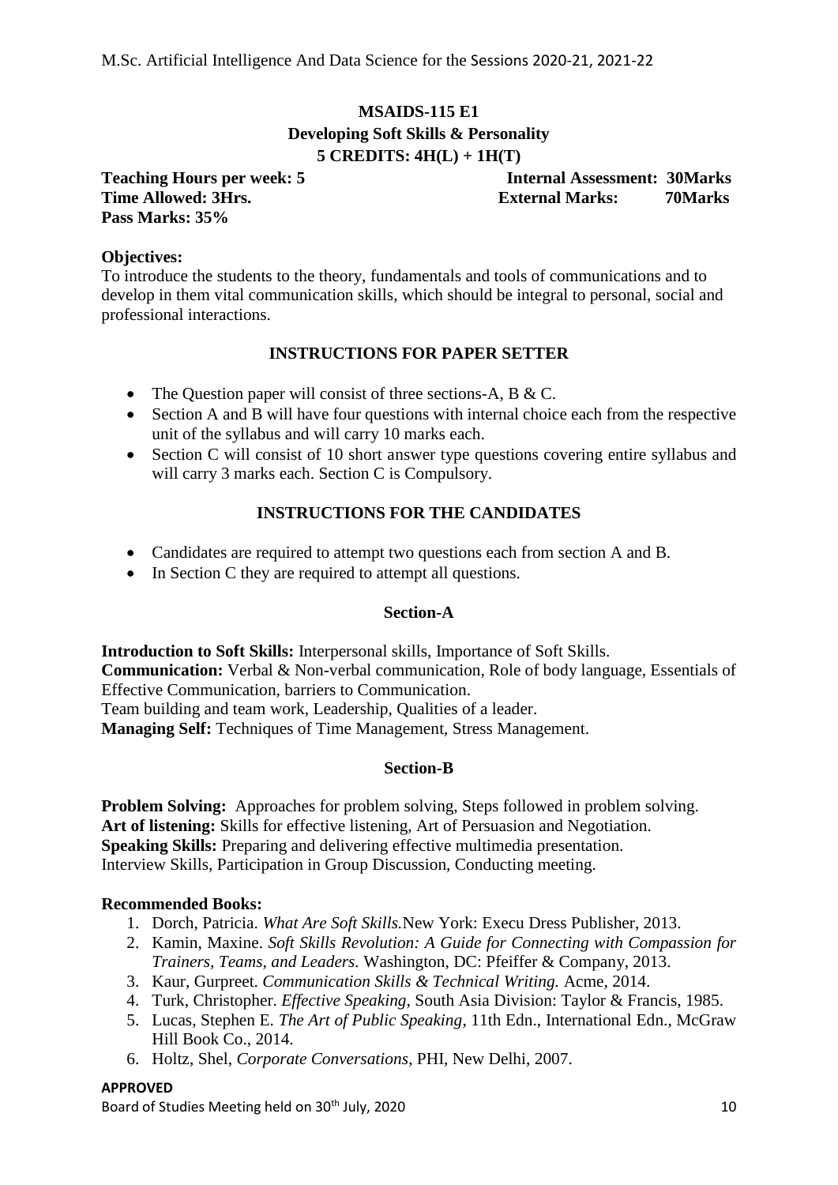## MSAIDS-115 E1

### Developing Soft Skills & Personality

**5 CREDITS: 4H(L) + 1H(T)**

**Teaching Hours per week: 5** **Internal Assessment: 30Marks**
**Time Allowed: 3Hrs.** **External Marks: 70Marks**
**Pass Marks: 35%**

**Objectives:**
To introduce the students to the theory, fundamentals and tools of communications and to develop in them vital communication skills, which should be integral to personal, social and professional interactions.

### INSTRUCTIONS FOR PAPER SETTER

- The Question paper will consist of three sections-A, B & C.
- Section A and B will have four questions with internal choice each from the respective unit of the syllabus and will carry 10 marks each.
- Section C will consist of 10 short answer type questions covering entire syllabus and will carry 3 marks each. Section C is Compulsory.

### INSTRUCTIONS FOR THE CANDIDATES

- Candidates are required to attempt two questions each from section A and B.
- In Section C they are required to attempt all questions.

### Section-A

**Introduction to Soft Skills:** Interpersonal skills, Importance of Soft Skills.
**Communication:** Verbal & Non-verbal communication, Role of body language, Essentials of Effective Communication, barriers to Communication.
Team building and team work, Leadership, Qualities of a leader.
**Managing Self:** Techniques of Time Management, Stress Management.

### Section-B

**Problem Solving:** Approaches for problem solving, Steps followed in problem solving.
**Art of listening:** Skills for effective listening, Art of Persuasion and Negotiation.
**Speaking Skills:** Preparing and delivering effective multimedia presentation.
Interview Skills, Participation in Group Discussion, Conducting meeting.

**Recommended Books:**

1. Dorch, Patricia. *What Are Soft Skills.*New York: Execu Dress Publisher, 2013.
2. Kamin, Maxine. *Soft Skills Revolution: A Guide for Connecting with Compassion for Trainers, Teams, and Leaders.* Washington, DC: Pfeiffer & Company, 2013.
3. Kaur, Gurpreet. *Communication Skills & Technical Writing.* Acme, 2014.
4. Turk, Christopher. *Effective Speaking*, South Asia Division: Taylor & Francis, 1985.
5. Lucas, Stephen E. *The Art of Public Speaking*, 11th Edn., International Edn., McGraw Hill Book Co., 2014.
6. Holtz, Shel, *Corporate Conversations*, PHI, New Delhi, 2007.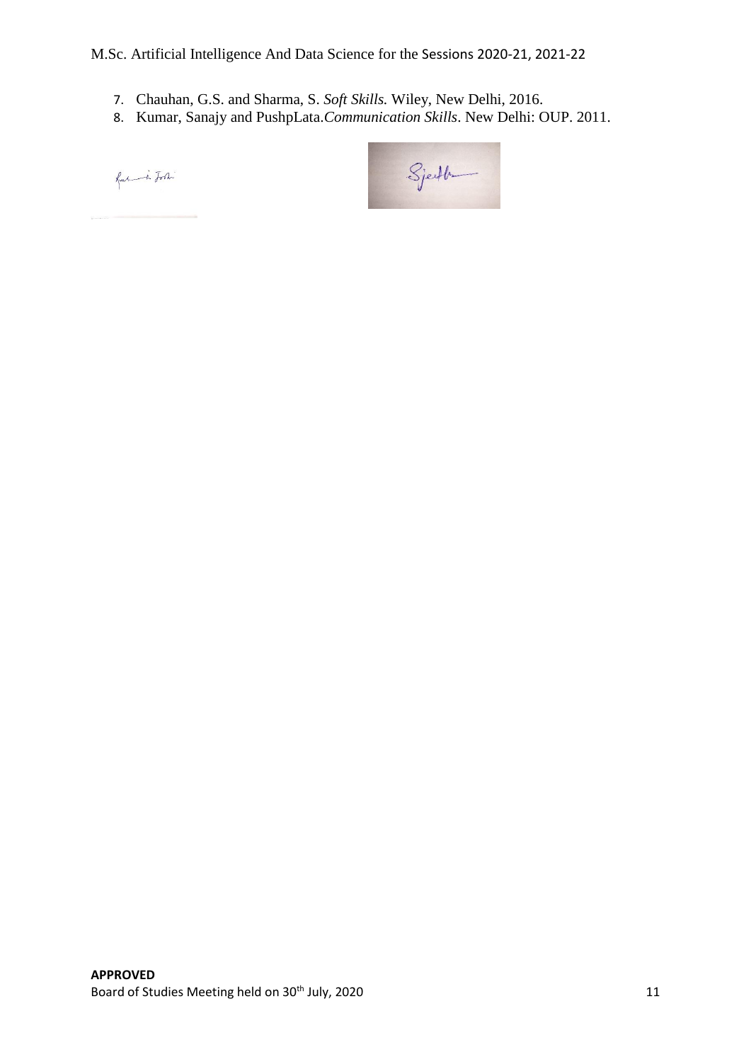7. Chauhan, G.S. and Sharma, S. *Soft Skills.* Wiley, New Delhi, 2016.
8. Kumar, Sanajy and PushpLata.*Communication Skills*. New Delhi: OUP. 2011.

**APPROVED**
Board of Studies Meeting held on 30th July, 2020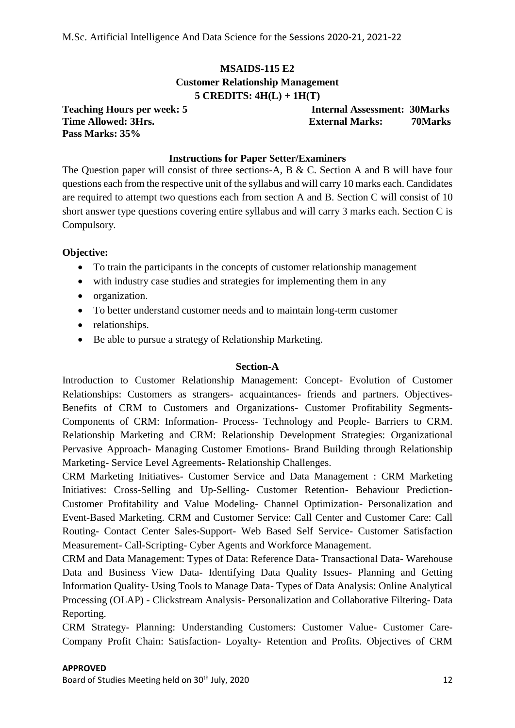**MSAIDS-115 E2**

**Customer Relationship Management**

**5 CREDITS: 4H(L) + 1H(T)**

**Teaching Hours per week: 5** | **Internal Assessment: 30Marks**
**Time Allowed: 3Hrs.** | **External Marks: 70Marks**
**Pass Marks: 35%**

**Instructions for Paper Setter/Examiners**

The Question paper will consist of three sections-A, B & C. Section A and B will have four questions each from the respective unit of the syllabus and will carry 10 marks each. Candidates are required to attempt two questions each from section A and B. Section C will consist of 10 short answer type questions covering entire syllabus and will carry 3 marks each. Section C is Compulsory.

**Objective:**

- To train the participants in the concepts of customer relationship management
- with industry case studies and strategies for implementing them in any
- organization.
- To better understand customer needs and to maintain long-term customer
- relationships.
- Be able to pursue a strategy of Relationship Marketing.

**Section-A**

Introduction to Customer Relationship Management: Concept- Evolution of Customer Relationships: Customers as strangers- acquaintances- friends and partners. Objectives- Benefits of CRM to Customers and Organizations- Customer Profitability Segments- Components of CRM: Information- Process- Technology and People- Barriers to CRM. Relationship Marketing and CRM: Relationship Development Strategies: Organizational Pervasive Approach- Managing Customer Emotions- Brand Building through Relationship Marketing- Service Level Agreements- Relationship Challenges.

CRM Marketing Initiatives- Customer Service and Data Management : CRM Marketing Initiatives: Cross-Selling and Up-Selling- Customer Retention- Behaviour Prediction- Customer Profitability and Value Modeling- Channel Optimization- Personalization and Event-Based Marketing. CRM and Customer Service: Call Center and Customer Care: Call Routing- Contact Center Sales-Support- Web Based Self Service- Customer Satisfaction Measurement- Call-Scripting- Cyber Agents and Workforce Management.

CRM and Data Management: Types of Data: Reference Data- Transactional Data- Warehouse Data and Business View Data- Identifying Data Quality Issues- Planning and Getting Information Quality- Using Tools to Manage Data- Types of Data Analysis: Online Analytical Processing (OLAP) - Clickstream Analysis- Personalization and Collaborative Filtering- Data Reporting.

CRM Strategy- Planning: Understanding Customers: Customer Value- Customer Care- Company Profit Chain: Satisfaction- Loyalty- Retention and Profits. Objectives of CRM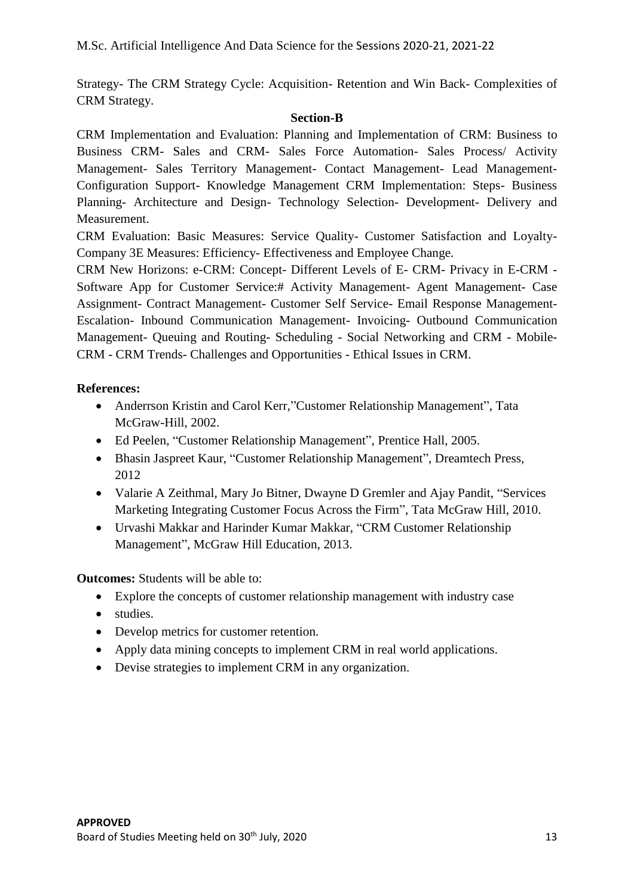Strategy- The CRM Strategy Cycle: Acquisition- Retention and Win Back- Complexities of CRM Strategy.

**Section-B**

CRM Implementation and Evaluation: Planning and Implementation of CRM: Business to Business CRM- Sales and CRM- Sales Force Automation- Sales Process/ Activity Management- Sales Territory Management- Contact Management- Lead Management- Configuration Support- Knowledge Management CRM Implementation: Steps- Business Planning- Architecture and Design- Technology Selection- Development- Delivery and Measurement.

CRM Evaluation: Basic Measures: Service Quality- Customer Satisfaction and Loyalty- Company 3E Measures: Efficiency- Effectiveness and Employee Change.

CRM New Horizons: e-CRM: Concept- Different Levels of E- CRM- Privacy in E-CRM - Software App for Customer Service:# Activity Management- Agent Management- Case Assignment- Contract Management- Customer Self Service- Email Response Management- Escalation- Inbound Communication Management- Invoicing- Outbound Communication Management- Queuing and Routing- Scheduling - Social Networking and CRM - Mobile-CRM - CRM Trends- Challenges and Opportunities - Ethical Issues in CRM.

**References:**

- Anderrson Kristin and Carol Kerr,"Customer Relationship Management", Tata McGraw-Hill, 2002.
- Ed Peelen, "Customer Relationship Management", Prentice Hall, 2005.
- Bhasin Jaspreet Kaur, "Customer Relationship Management", Dreamtech Press, 2012
- Valarie A Zeithmal, Mary Jo Bitner, Dwayne D Gremler and Ajay Pandit, "Services Marketing Integrating Customer Focus Across the Firm", Tata McGraw Hill, 2010.
- Urvashi Makkar and Harinder Kumar Makkar, "CRM Customer Relationship Management", McGraw Hill Education, 2013.

**Outcomes:** Students will be able to:

- Explore the concepts of customer relationship management with industry case
- studies.
- Develop metrics for customer retention.
- Apply data mining concepts to implement CRM in real world applications.
- Devise strategies to implement CRM in any organization.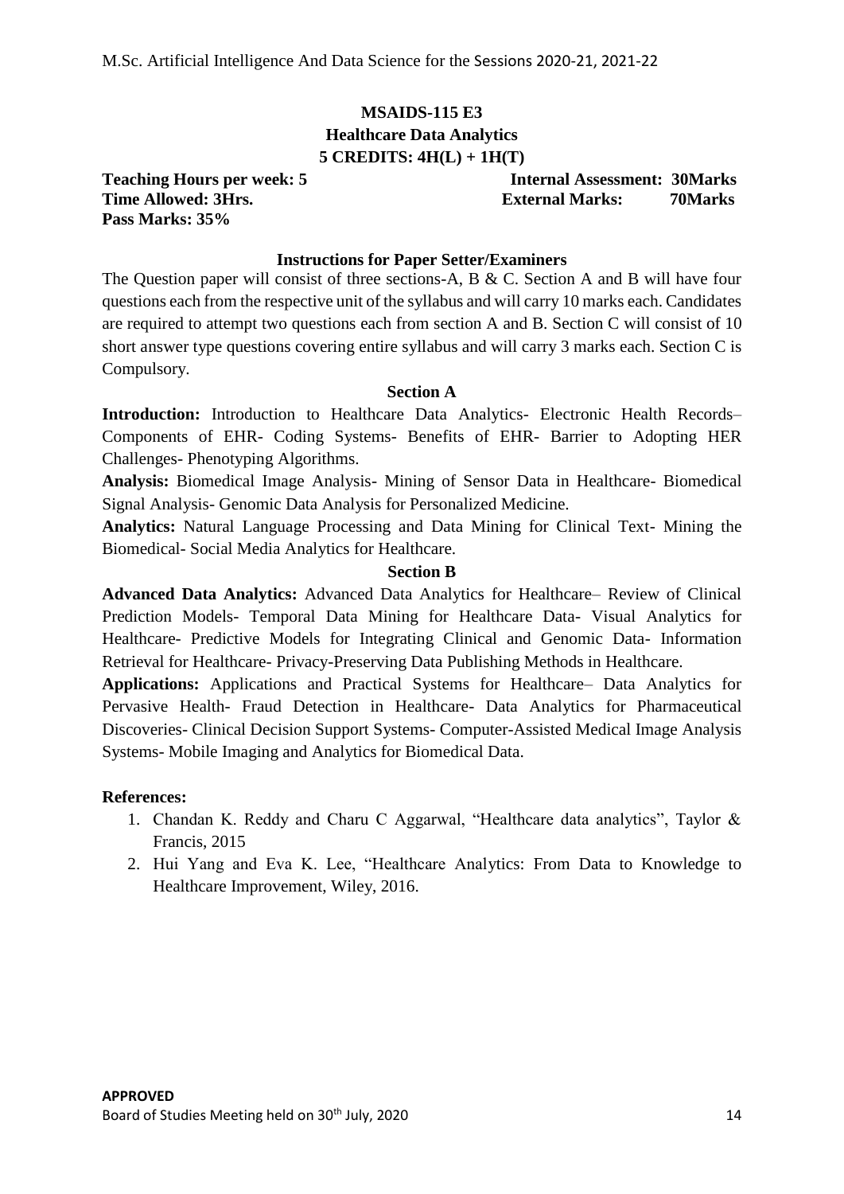# MSAIDS-115 E3

## Healthcare Data Analytics

### 5 CREDITS: 4H(L) + 1H(T)

**Teaching Hours per week: 5** **Internal Assessment: 30Marks**
**Time Allowed: 3Hrs.** **External Marks: 70Marks**
**Pass Marks: 35%**

**Instructions for Paper Setter/Examiners**

The Question paper will consist of three sections-A, B & C. Section A and B will have four questions each from the respective unit of the syllabus and will carry 10 marks each. Candidates are required to attempt two questions each from section A and B. Section C will consist of 10 short answer type questions covering entire syllabus and will carry 3 marks each. Section C is Compulsory.

**Section A**

**Introduction:** Introduction to Healthcare Data Analytics- Electronic Health Records– Components of EHR- Coding Systems- Benefits of EHR- Barrier to Adopting HER Challenges- Phenotyping Algorithms.

**Analysis:** Biomedical Image Analysis- Mining of Sensor Data in Healthcare- Biomedical Signal Analysis- Genomic Data Analysis for Personalized Medicine.

**Analytics:** Natural Language Processing and Data Mining for Clinical Text- Mining the Biomedical- Social Media Analytics for Healthcare.

**Section B**

**Advanced Data Analytics:** Advanced Data Analytics for Healthcare– Review of Clinical Prediction Models- Temporal Data Mining for Healthcare Data- Visual Analytics for Healthcare- Predictive Models for Integrating Clinical and Genomic Data- Information Retrieval for Healthcare- Privacy-Preserving Data Publishing Methods in Healthcare.

**Applications:** Applications and Practical Systems for Healthcare– Data Analytics for Pervasive Health- Fraud Detection in Healthcare- Data Analytics for Pharmaceutical Discoveries- Clinical Decision Support Systems- Computer-Assisted Medical Image Analysis Systems- Mobile Imaging and Analytics for Biomedical Data.

**References:**

1. Chandan K. Reddy and Charu C Aggarwal, "Healthcare data analytics", Taylor & Francis, 2015
2. Hui Yang and Eva K. Lee, "Healthcare Analytics: From Data to Knowledge to Healthcare Improvement, Wiley, 2016.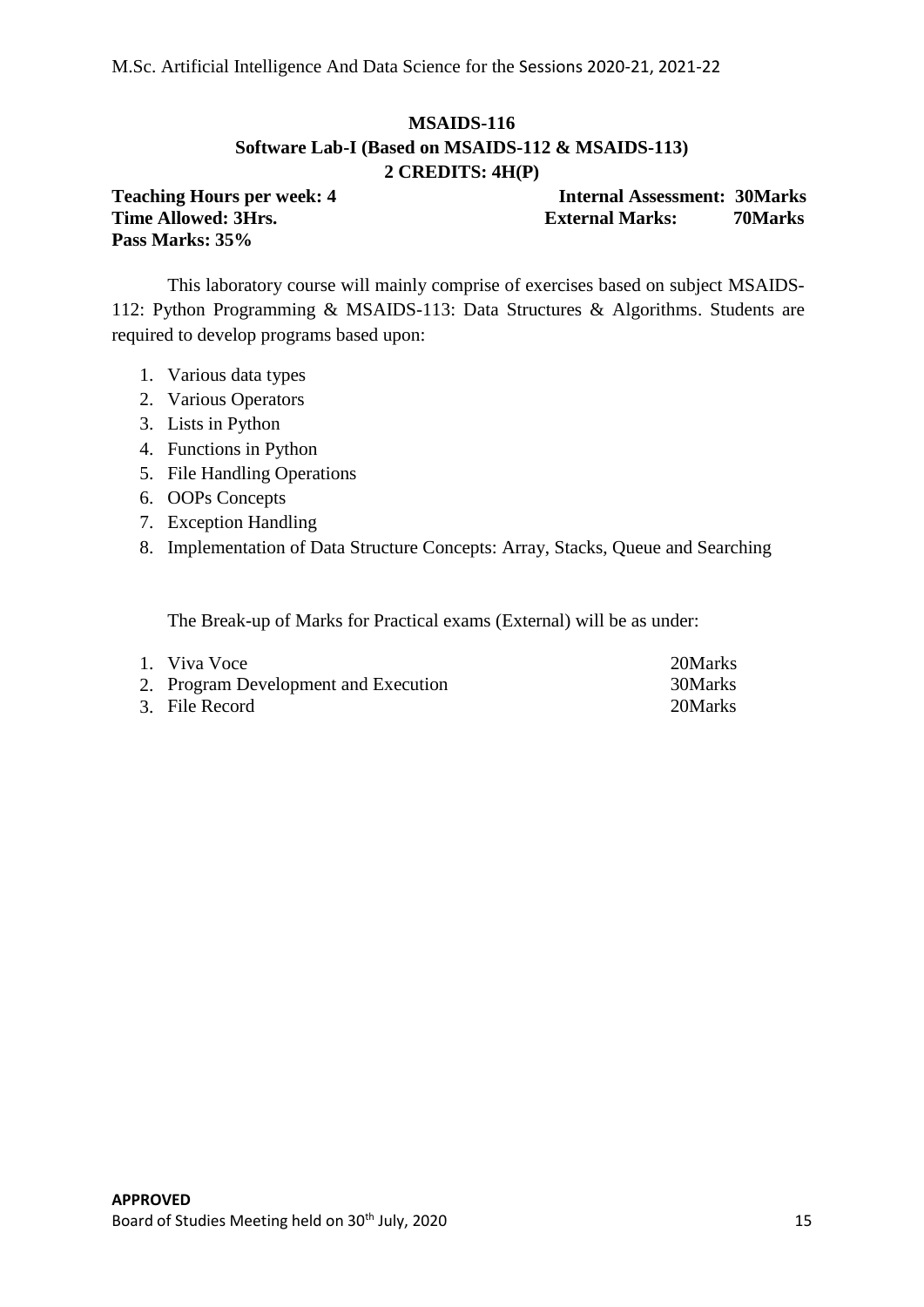## MSAIDS-116

### Software Lab-I (Based on MSAIDS-112 & MSAIDS-113)

**2 CREDITS: 4H(P)**

**Teaching Hours per week: 4** **Internal Assessment: 30Marks**
**Time Allowed: 3Hrs.** **External Marks: 70Marks**
**Pass Marks: 35%**

This laboratory course will mainly comprise of exercises based on subject MSAIDS-112: Python Programming & MSAIDS-113: Data Structures & Algorithms. Students are required to develop programs based upon:

1. Various data types
2. Various Operators
3. Lists in Python
4. Functions in Python
5. File Handling Operations
6. OOPs Concepts
7. Exception Handling
8. Implementation of Data Structure Concepts: Array, Stacks, Queue and Searching

The Break-up of Marks for Practical exams (External) will be as under:

1. Viva Voce 20Marks
2. Program Development and Execution 30Marks
3. File Record 20Marks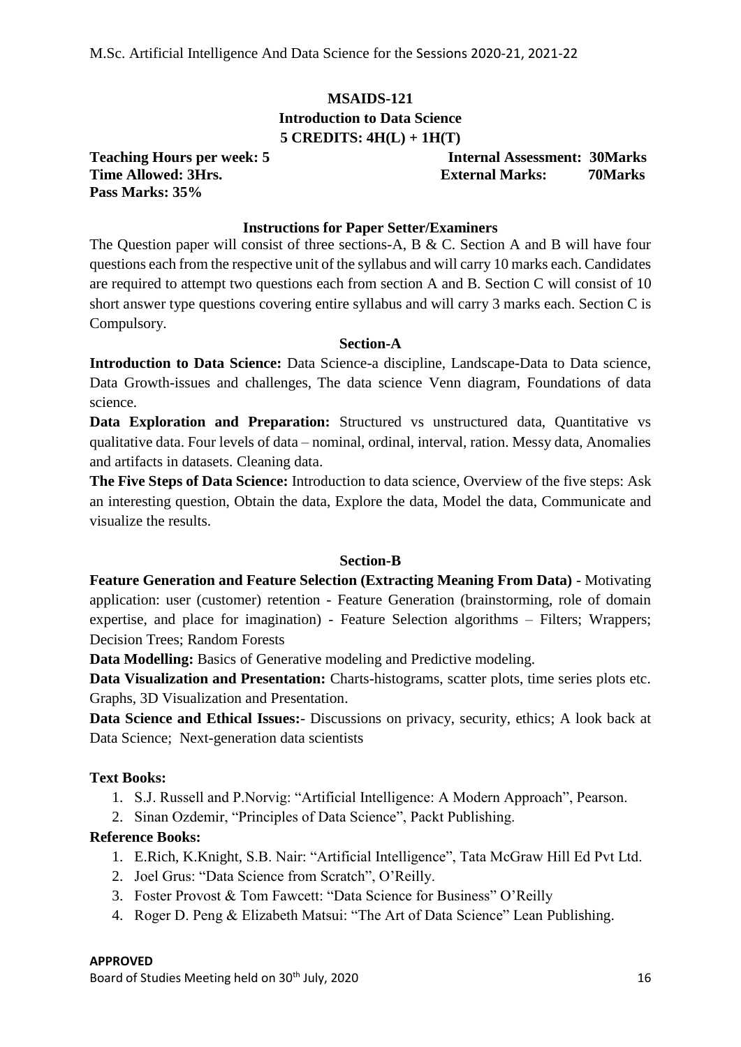**MSAIDS-121**

**Introduction to Data Science**

**5 CREDITS: 4H(L) + 1H(T)**

**Teaching Hours per week: 5** **Internal Assessment: 30Marks**
**Time Allowed: 3Hrs.** **External Marks: 70Marks**
**Pass Marks: 35%**

**Instructions for Paper Setter/Examiners**

The Question paper will consist of three sections-A, B & C. Section A and B will have four questions each from the respective unit of the syllabus and will carry 10 marks each. Candidates are required to attempt two questions each from section A and B. Section C will consist of 10 short answer type questions covering entire syllabus and will carry 3 marks each. Section C is Compulsory.

**Section-A**

**Introduction to Data Science:** Data Science-a discipline, Landscape-Data to Data science, Data Growth-issues and challenges, The data science Venn diagram, Foundations of data science.

**Data Exploration and Preparation:** Structured vs unstructured data, Quantitative vs qualitative data. Four levels of data – nominal, ordinal, interval, ration. Messy data, Anomalies and artifacts in datasets. Cleaning data.

**The Five Steps of Data Science:** Introduction to data science, Overview of the five steps: Ask an interesting question, Obtain the data, Explore the data, Model the data, Communicate and visualize the results.

**Section-B**

**Feature Generation and Feature Selection (Extracting Meaning From Data)** - Motivating application: user (customer) retention - Feature Generation (brainstorming, role of domain expertise, and place for imagination) - Feature Selection algorithms – Filters; Wrappers; Decision Trees; Random Forests

**Data Modelling:** Basics of Generative modeling and Predictive modeling.

**Data Visualization and Presentation:** Charts-histograms, scatter plots, time series plots etc. Graphs, 3D Visualization and Presentation.

**Data Science and Ethical Issues:-** Discussions on privacy, security, ethics; A look back at Data Science; Next-generation data scientists

**Text Books:**

1. S.J. Russell and P.Norvig: "Artificial Intelligence: A Modern Approach", Pearson.
2. Sinan Ozdemir, "Principles of Data Science", Packt Publishing.

**Reference Books:**

1. E.Rich, K.Knight, S.B. Nair: "Artificial Intelligence", Tata McGraw Hill Ed Pvt Ltd.
2. Joel Grus: "Data Science from Scratch", O'Reilly.
3. Foster Provost & Tom Fawcett: "Data Science for Business" O'Reilly
4. Roger D. Peng & Elizabeth Matsui: "The Art of Data Science" Lean Publishing.

**APPROVED**

Board of Studies Meeting held on 30th July, 2020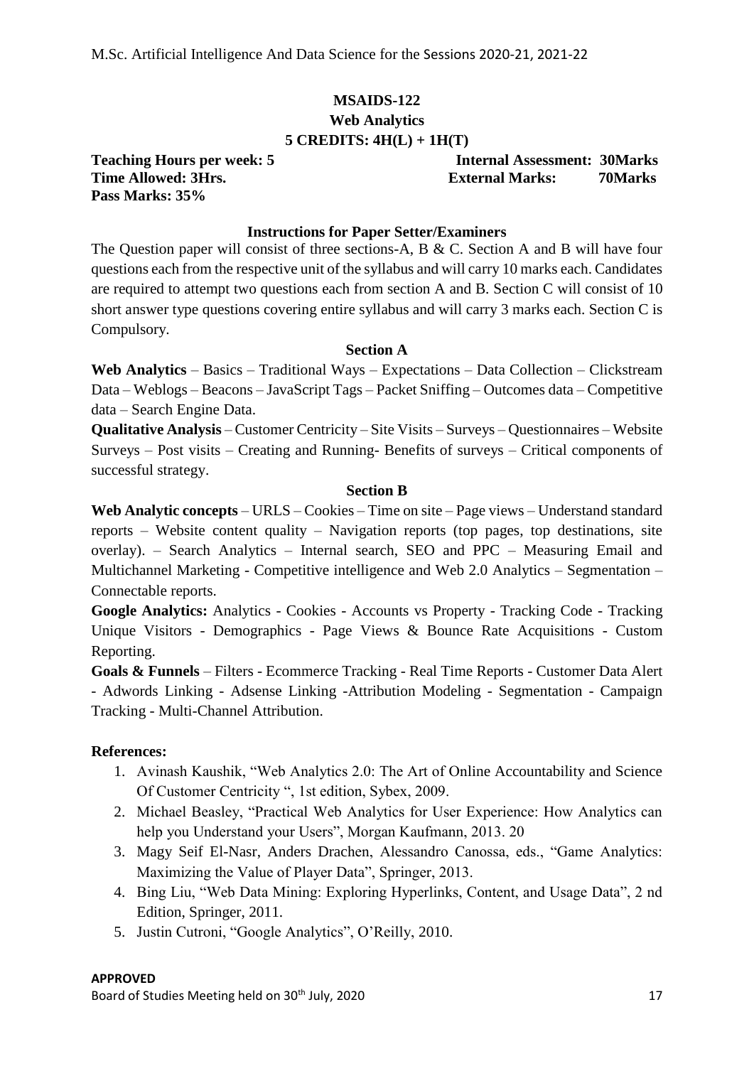## MSAIDS-122

## Web Analytics

### 5 CREDITS: 4H(L) + 1H(T)

**Teaching Hours per week: 5** **Internal Assessment: 30Marks**
**Time Allowed: 3Hrs.** **External Marks: 70Marks**
**Pass Marks: 35%**

#### Instructions for Paper Setter/Examiners

The Question paper will consist of three sections-A, B & C. Section A and B will have four questions each from the respective unit of the syllabus and will carry 10 marks each. Candidates are required to attempt two questions each from section A and B. Section C will consist of 10 short answer type questions covering entire syllabus and will carry 3 marks each. Section C is Compulsory.

#### Section A

**Web Analytics** – Basics – Traditional Ways – Expectations – Data Collection – Clickstream Data – Weblogs – Beacons – JavaScript Tags – Packet Sniffing – Outcomes data – Competitive data – Search Engine Data.

**Qualitative Analysis** – Customer Centricity – Site Visits – Surveys – Questionnaires – Website Surveys – Post visits – Creating and Running- Benefits of surveys – Critical components of successful strategy.

#### Section B

**Web Analytic concepts** – URLS – Cookies – Time on site – Page views – Understand standard reports – Website content quality – Navigation reports (top pages, top destinations, site overlay). – Search Analytics – Internal search, SEO and PPC – Measuring Email and Multichannel Marketing - Competitive intelligence and Web 2.0 Analytics – Segmentation – Connectable reports.

**Google Analytics:** Analytics - Cookies - Accounts vs Property - Tracking Code - Tracking Unique Visitors - Demographics - Page Views & Bounce Rate Acquisitions - Custom Reporting.

**Goals & Funnels** – Filters - Ecommerce Tracking - Real Time Reports - Customer Data Alert - Adwords Linking - Adsense Linking -Attribution Modeling - Segmentation - Campaign Tracking - Multi-Channel Attribution.

**References:**

1. Avinash Kaushik, "Web Analytics 2.0: The Art of Online Accountability and Science Of Customer Centricity ", 1st edition, Sybex, 2009.
2. Michael Beasley, "Practical Web Analytics for User Experience: How Analytics can help you Understand your Users", Morgan Kaufmann, 2013. 20
3. Magy Seif El-Nasr, Anders Drachen, Alessandro Canossa, eds., "Game Analytics: Maximizing the Value of Player Data", Springer, 2013.
4. Bing Liu, "Web Data Mining: Exploring Hyperlinks, Content, and Usage Data", 2 nd Edition, Springer, 2011.
5. Justin Cutroni, "Google Analytics", O'Reilly, 2010.

**APPROVED**
Board of Studies Meeting held on 30th July, 2020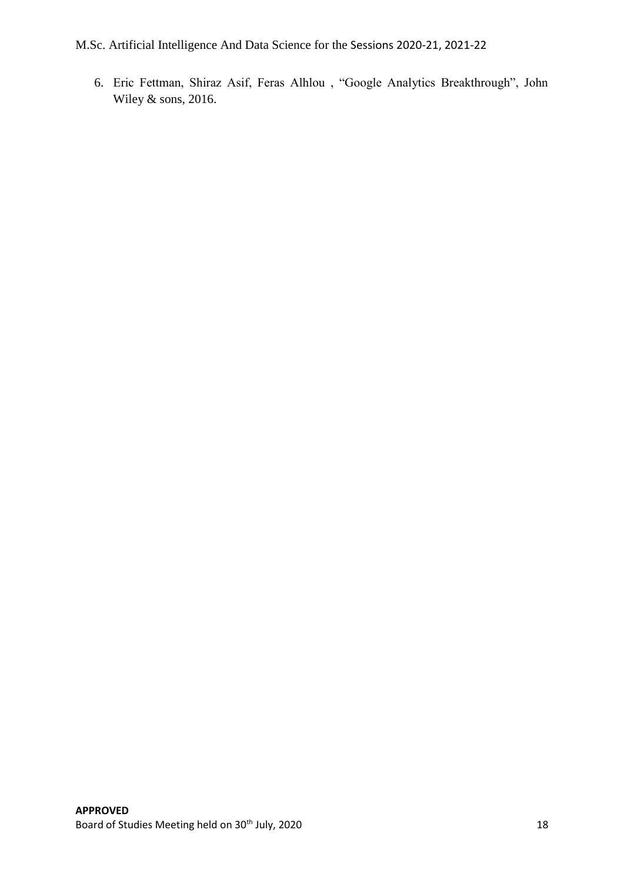6. Eric Fettman, Shiraz Asif, Feras Alhlou , "Google Analytics Breakthrough", John Wiley & sons, 2016.

**APPROVED**
Board of Studies Meeting held on 30th July, 2020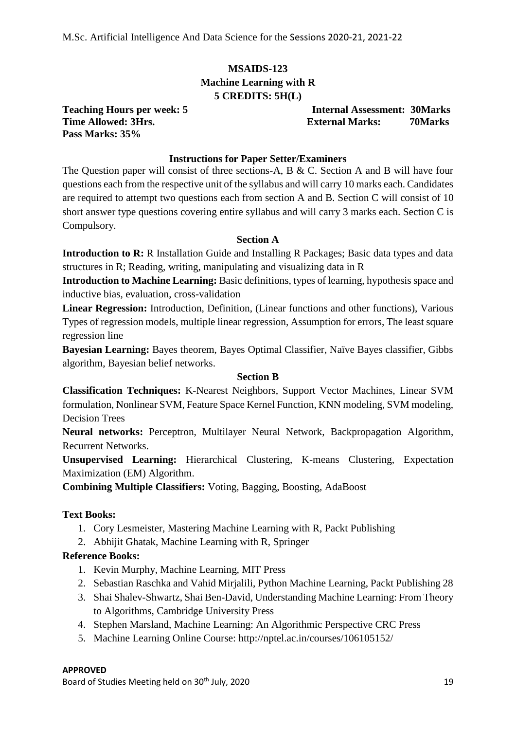## MSAIDS-123
## Machine Learning with R
### 5 CREDITS: 5H(L)

**Teaching Hours per week: 5** **Internal Assessment: 30Marks**
**Time Allowed: 3Hrs.** **External Marks: 70Marks**
**Pass Marks: 35%**

### Instructions for Paper Setter/Examiners

The Question paper will consist of three sections-A, B & C. Section A and B will have four questions each from the respective unit of the syllabus and will carry 10 marks each. Candidates are required to attempt two questions each from section A and B. Section C will consist of 10 short answer type questions covering entire syllabus and will carry 3 marks each. Section C is Compulsory.

### Section A

**Introduction to R:** R Installation Guide and Installing R Packages; Basic data types and data structures in R; Reading, writing, manipulating and visualizing data in R

**Introduction to Machine Learning:** Basic definitions, types of learning, hypothesis space and inductive bias, evaluation, cross-validation

**Linear Regression:** Introduction, Definition, (Linear functions and other functions), Various Types of regression models, multiple linear regression, Assumption for errors, The least square regression line

**Bayesian Learning:** Bayes theorem, Bayes Optimal Classifier, Naïve Bayes classifier, Gibbs algorithm, Bayesian belief networks.

### Section B

**Classification Techniques:** K-Nearest Neighbors, Support Vector Machines, Linear SVM formulation, Nonlinear SVM, Feature Space Kernel Function, KNN modeling, SVM modeling, Decision Trees

**Neural networks:** Perceptron, Multilayer Neural Network, Backpropagation Algorithm, Recurrent Networks.

**Unsupervised Learning:** Hierarchical Clustering, K-means Clustering, Expectation Maximization (EM) Algorithm.

**Combining Multiple Classifiers:** Voting, Bagging, Boosting, AdaBoost

**Text Books:**

1. Cory Lesmeister, Mastering Machine Learning with R, Packt Publishing
2. Abhijit Ghatak, Machine Learning with R, Springer

**Reference Books:**

1. Kevin Murphy, Machine Learning, MIT Press
2. Sebastian Raschka and Vahid Mirjalili, Python Machine Learning, Packt Publishing 28
3. Shai Shalev-Shwartz, Shai Ben-David, Understanding Machine Learning: From Theory to Algorithms, Cambridge University Press
4. Stephen Marsland, Machine Learning: An Algorithmic Perspective CRC Press
5. Machine Learning Online Course: http://nptel.ac.in/courses/106105152/

**APPROVED**

Board of Studies Meeting held on 30th July, 2020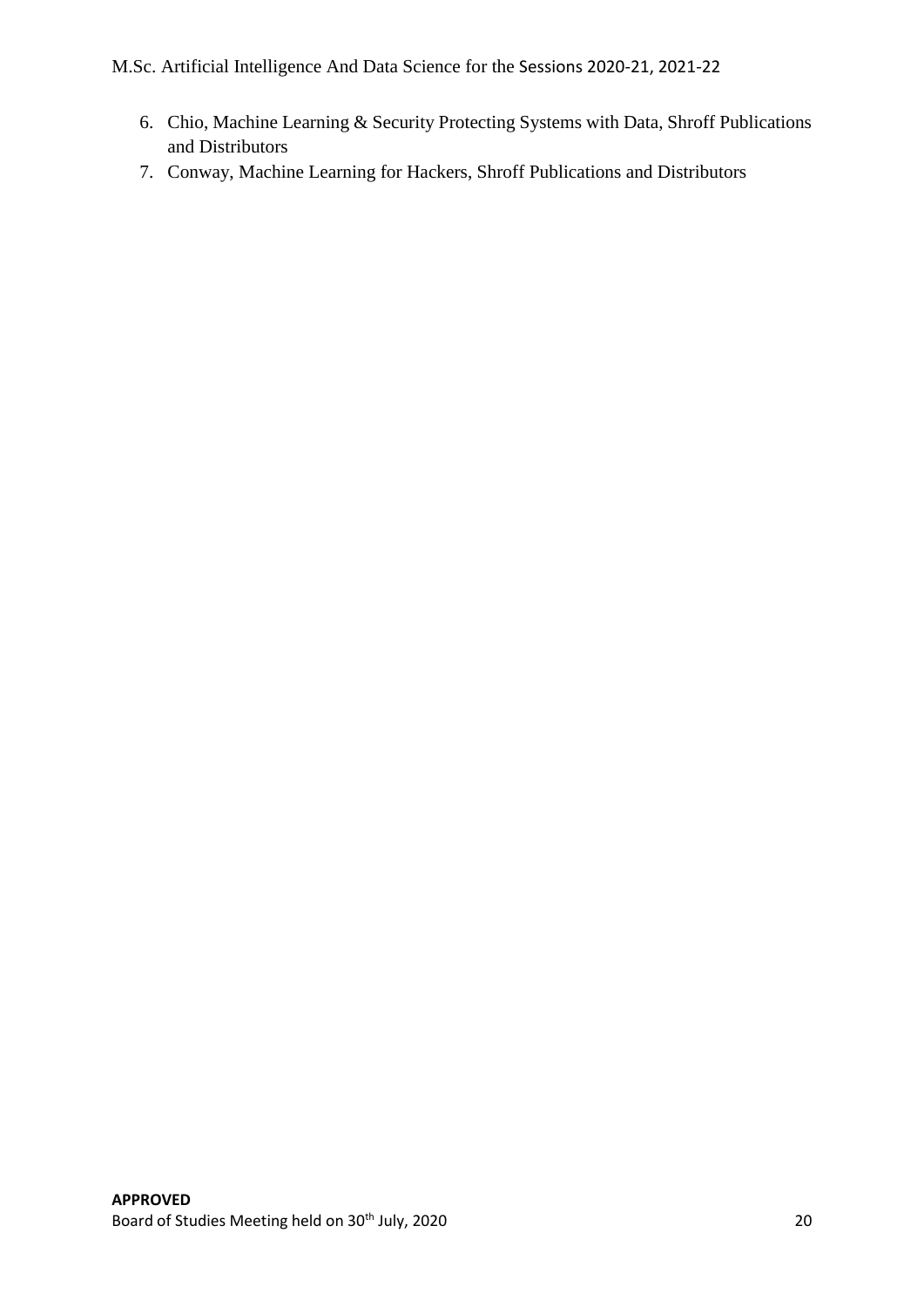6. Chio, Machine Learning & Security Protecting Systems with Data, Shroff Publications and Distributors
7. Conway, Machine Learning for Hackers, Shroff Publications and Distributors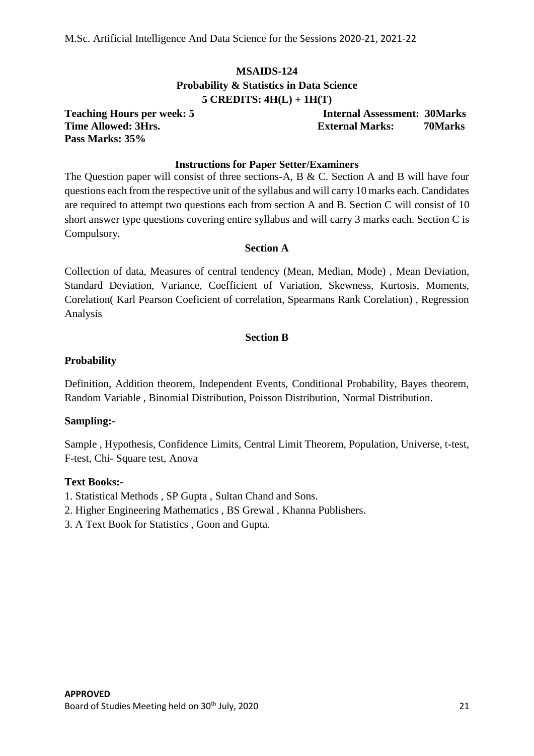## MSAIDS-124

## Probability & Statistics in Data Science

**5 CREDITS: 4H(L) + 1H(T)**

**Teaching Hours per week: 5** **Internal Assessment: 30Marks**
**Time Allowed: 3Hrs.** **External Marks: 70Marks**
**Pass Marks: 35%**

### Instructions for Paper Setter/Examiners

The Question paper will consist of three sections-A, B & C. Section A and B will have four questions each from the respective unit of the syllabus and will carry 10 marks each. Candidates are required to attempt two questions each from section A and B. Section C will consist of 10 short answer type questions covering entire syllabus and will carry 3 marks each. Section C is Compulsory.

### Section A

Collection of data, Measures of central tendency (Mean, Median, Mode) , Mean Deviation, Standard Deviation, Variance, Coefficient of Variation, Skewness, Kurtosis, Moments, Corelation( Karl Pearson Coeficient of correlation, Spearmans Rank Corelation) , Regression Analysis

### Section B

**Probability**

Definition, Addition theorem, Independent Events, Conditional Probability, Bayes theorem, Random Variable , Binomial Distribution, Poisson Distribution, Normal Distribution.

**Sampling:-**

Sample , Hypothesis, Confidence Limits, Central Limit Theorem, Population, Universe, t-test, F-test, Chi- Square test, Anova

**Text Books:-**

1. Statistical Methods , SP Gupta , Sultan Chand and Sons.
2. Higher Engineering Mathematics , BS Grewal , Khanna Publishers.
3. A Text Book for Statistics , Goon and Gupta.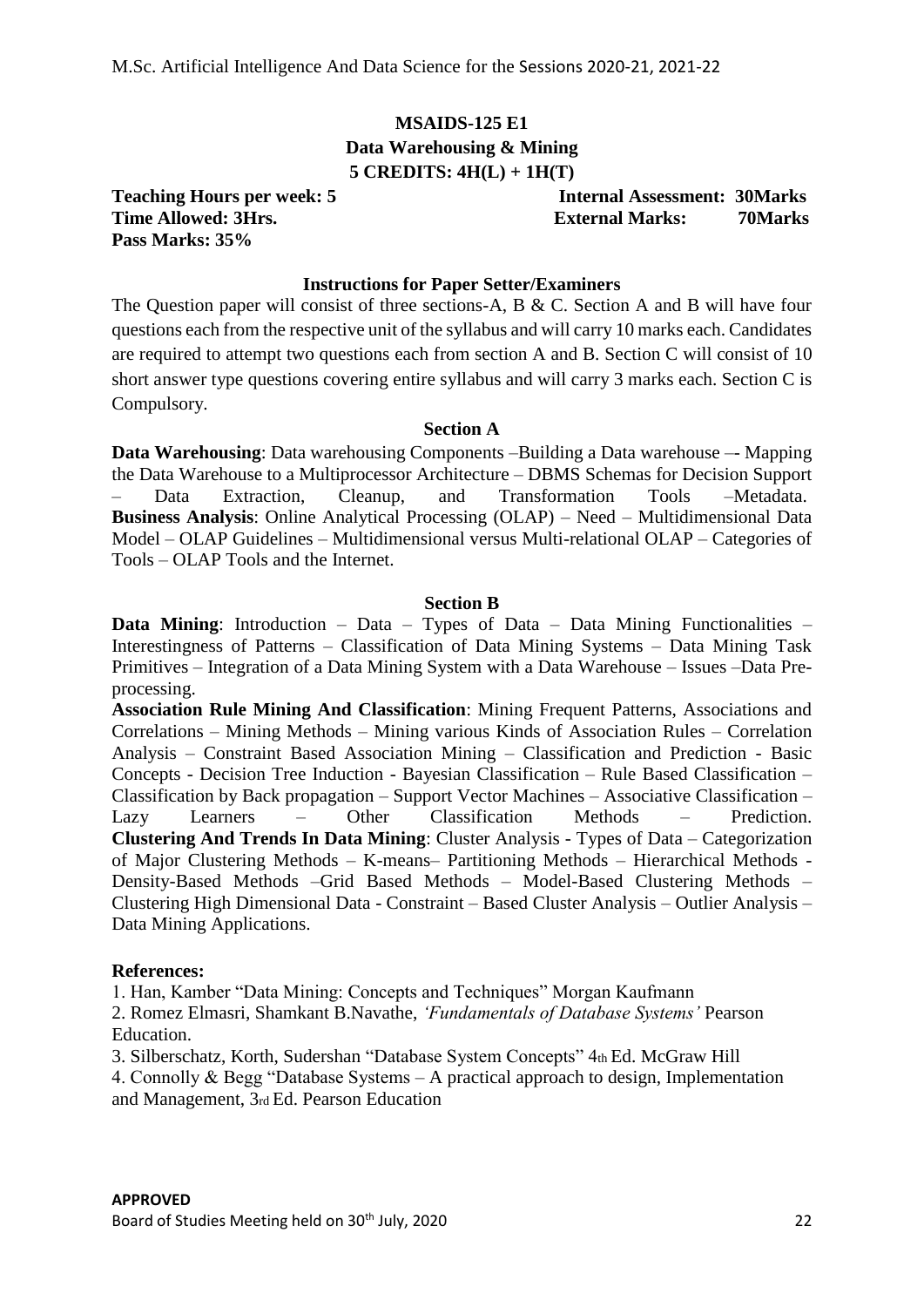## MSAIDS-125 E1
## Data Warehousing & Mining
## 5 CREDITS: 4H(L) + 1H(T)

**Teaching Hours per week: 5** **Internal Assessment: 30Marks**
**Time Allowed: 3Hrs.** **External Marks: 70Marks**
**Pass Marks: 35%**

### Instructions for Paper Setter/Examiners

The Question paper will consist of three sections-A, B & C. Section A and B will have four questions each from the respective unit of the syllabus and will carry 10 marks each. Candidates are required to attempt two questions each from section A and B. Section C will consist of 10 short answer type questions covering entire syllabus and will carry 3 marks each. Section C is Compulsory.

### Section A

**Data Warehousing**: Data warehousing Components –Building a Data warehouse –- Mapping the Data Warehouse to a Multiprocessor Architecture – DBMS Schemas for Decision Support – Data Extraction, Cleanup, and Transformation Tools –Metadata.
**Business Analysis**: Online Analytical Processing (OLAP) – Need – Multidimensional Data Model – OLAP Guidelines – Multidimensional versus Multi-relational OLAP – Categories of Tools – OLAP Tools and the Internet.

### Section B

**Data Mining**: Introduction – Data – Types of Data – Data Mining Functionalities – Interestingness of Patterns – Classification of Data Mining Systems – Data Mining Task Primitives – Integration of a Data Mining System with a Data Warehouse – Issues –Data Pre-processing.
**Association Rule Mining And Classification**: Mining Frequent Patterns, Associations and Correlations – Mining Methods – Mining various Kinds of Association Rules – Correlation Analysis – Constraint Based Association Mining – Classification and Prediction - Basic Concepts - Decision Tree Induction - Bayesian Classification – Rule Based Classification – Classification by Back propagation – Support Vector Machines – Associative Classification – Lazy Learners – Other Classification Methods – Prediction.
**Clustering And Trends In Data Mining**: Cluster Analysis - Types of Data – Categorization of Major Clustering Methods – K-means– Partitioning Methods – Hierarchical Methods - Density-Based Methods –Grid Based Methods – Model-Based Clustering Methods – Clustering High Dimensional Data - Constraint – Based Cluster Analysis – Outlier Analysis – Data Mining Applications.

**References:**

1. Han, Kamber "Data Mining: Concepts and Techniques" Morgan Kaufmann
2. Romez Elmasri, Shamkant B.Navathe, *'Fundamentals of Database Systems'* Pearson Education.
3. Silberschatz, Korth, Sudershan "Database System Concepts" 4th Ed. McGraw Hill
4. Connolly & Begg "Database Systems – A practical approach to design, Implementation and Management, 3rd Ed. Pearson Education

**APPROVED**
Board of Studies Meeting held on 30th July, 2020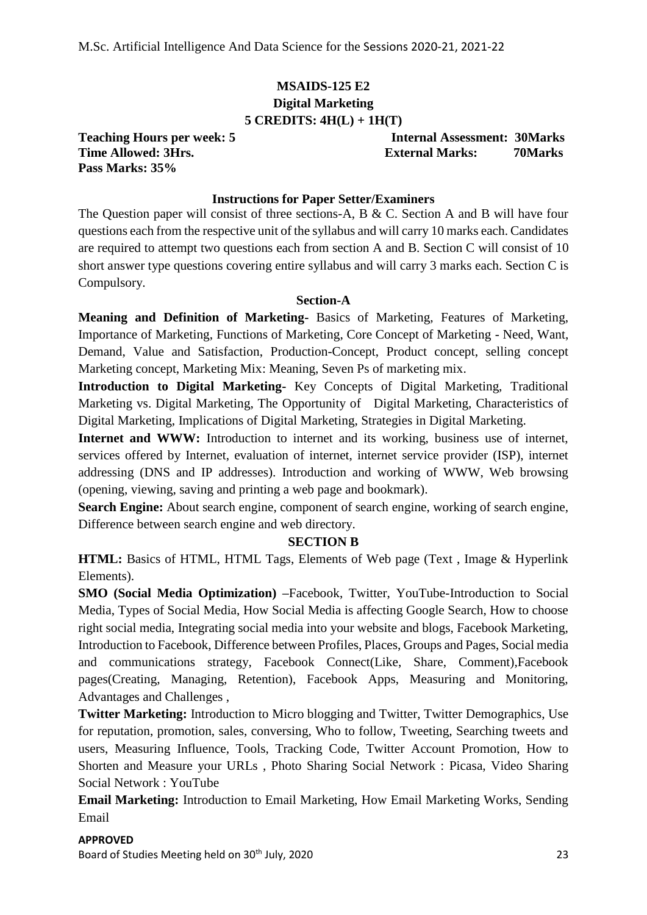## MSAIDS-125 E2
## Digital Marketing
### 5 CREDITS: 4H(L) + 1H(T)

**Teaching Hours per week: 5** **Internal Assessment: 30Marks**
**Time Allowed: 3Hrs.** **External Marks: 70Marks**
**Pass Marks: 35%**

### Instructions for Paper Setter/Examiners

The Question paper will consist of three sections-A, B & C. Section A and B will have four questions each from the respective unit of the syllabus and will carry 10 marks each. Candidates are required to attempt two questions each from section A and B. Section C will consist of 10 short answer type questions covering entire syllabus and will carry 3 marks each. Section C is Compulsory.

### Section-A

**Meaning and Definition of Marketing**- Basics of Marketing, Features of Marketing, Importance of Marketing, Functions of Marketing, Core Concept of Marketing - Need, Want, Demand, Value and Satisfaction, Production-Concept, Product concept, selling concept Marketing concept, Marketing Mix: Meaning, Seven Ps of marketing mix.

**Introduction to Digital Marketing-** Key Concepts of Digital Marketing, Traditional Marketing vs. Digital Marketing, The Opportunity of Digital Marketing, Characteristics of Digital Marketing, Implications of Digital Marketing, Strategies in Digital Marketing.

**Internet and WWW:** Introduction to internet and its working, business use of internet, services offered by Internet, evaluation of internet, internet service provider (ISP), internet addressing (DNS and IP addresses). Introduction and working of WWW, Web browsing (opening, viewing, saving and printing a web page and bookmark).

**Search Engine:** About search engine, component of search engine, working of search engine, Difference between search engine and web directory.

### SECTION B

**HTML:** Basics of HTML, HTML Tags, Elements of Web page (Text , Image & Hyperlink Elements).

**SMO (Social Media Optimization)** –Facebook, Twitter, YouTube-Introduction to Social Media, Types of Social Media, How Social Media is affecting Google Search, How to choose right social media, Integrating social media into your website and blogs, Facebook Marketing, Introduction to Facebook, Difference between Profiles, Places, Groups and Pages, Social media and communications strategy, Facebook Connect(Like, Share, Comment),Facebook pages(Creating, Managing, Retention), Facebook Apps, Measuring and Monitoring, Advantages and Challenges ,

**Twitter Marketing:** Introduction to Micro blogging and Twitter, Twitter Demographics, Use for reputation, promotion, sales, conversing, Who to follow, Tweeting, Searching tweets and users, Measuring Influence, Tools, Tracking Code, Twitter Account Promotion, How to Shorten and Measure your URLs , Photo Sharing Social Network : Picasa, Video Sharing Social Network : YouTube

**Email Marketing:** Introduction to Email Marketing, How Email Marketing Works, Sending Email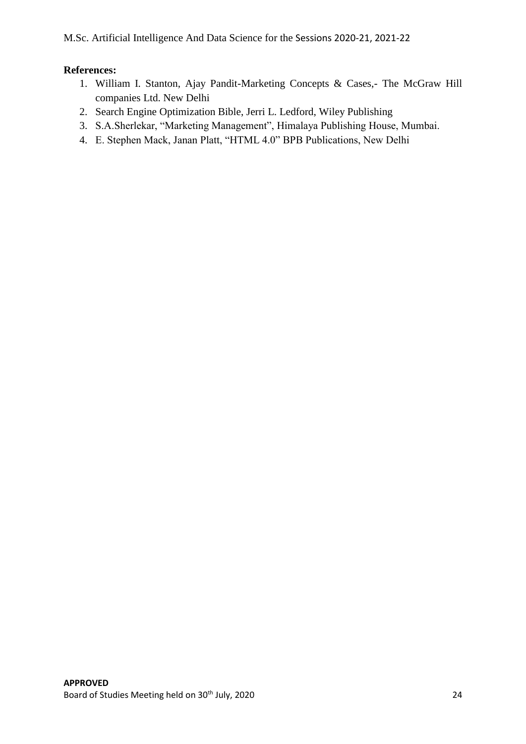**References:**

1. William I. Stanton, Ajay Pandit-Marketing Concepts & Cases,- The McGraw Hill companies Ltd. New Delhi
2. Search Engine Optimization Bible, Jerri L. Ledford, Wiley Publishing
3. S.A.Sherlekar, "Marketing Management", Himalaya Publishing House, Mumbai.
4. E. Stephen Mack, Janan Platt, "HTML 4.0" BPB Publications, New Delhi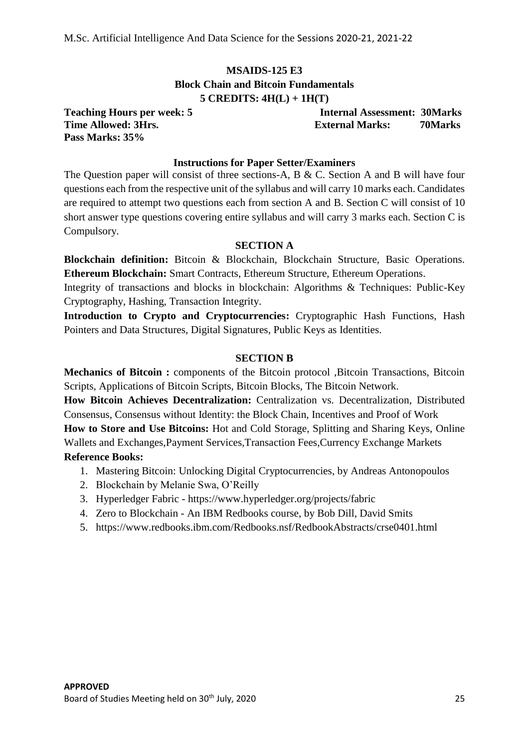## MSAIDS-125 E3

## Block Chain and Bitcoin Fundamentals

**5 CREDITS: 4H(L) + 1H(T)**

**Teaching Hours per week: 5** **Internal Assessment: 30Marks**
**Time Allowed: 3Hrs.** **External Marks: 70Marks**
**Pass Marks: 35%**

### Instructions for Paper Setter/Examiners

The Question paper will consist of three sections-A, B & C. Section A and B will have four questions each from the respective unit of the syllabus and will carry 10 marks each. Candidates are required to attempt two questions each from section A and B. Section C will consist of 10 short answer type questions covering entire syllabus and will carry 3 marks each. Section C is Compulsory.

### SECTION A

**Blockchain definition:** Bitcoin & Blockchain, Blockchain Structure, Basic Operations. **Ethereum Blockchain:** Smart Contracts, Ethereum Structure, Ethereum Operations.

Integrity of transactions and blocks in blockchain: Algorithms & Techniques: Public-Key Cryptography, Hashing, Transaction Integrity.

**Introduction to Crypto and Cryptocurrencies:** Cryptographic Hash Functions, Hash Pointers and Data Structures, Digital Signatures, Public Keys as Identities.

### SECTION B

**Mechanics of Bitcoin :** components of the Bitcoin protocol ,Bitcoin Transactions, Bitcoin Scripts, Applications of Bitcoin Scripts, Bitcoin Blocks, The Bitcoin Network.

**How Bitcoin Achieves Decentralization:** Centralization vs. Decentralization, Distributed Consensus, Consensus without Identity: the Block Chain, Incentives and Proof of Work

**How to Store and Use Bitcoins:** Hot and Cold Storage, Splitting and Sharing Keys, Online Wallets and Exchanges,Payment Services,Transaction Fees,Currency Exchange Markets

**Reference Books:**

1. Mastering Bitcoin: Unlocking Digital Cryptocurrencies, by Andreas Antonopoulos
2. Blockchain by Melanie Swa, O'Reilly
3. Hyperledger Fabric - https://www.hyperledger.org/projects/fabric
4. Zero to Blockchain - An IBM Redbooks course, by Bob Dill, David Smits
5. https://www.redbooks.ibm.com/Redbooks.nsf/RedbookAbstracts/crse0401.html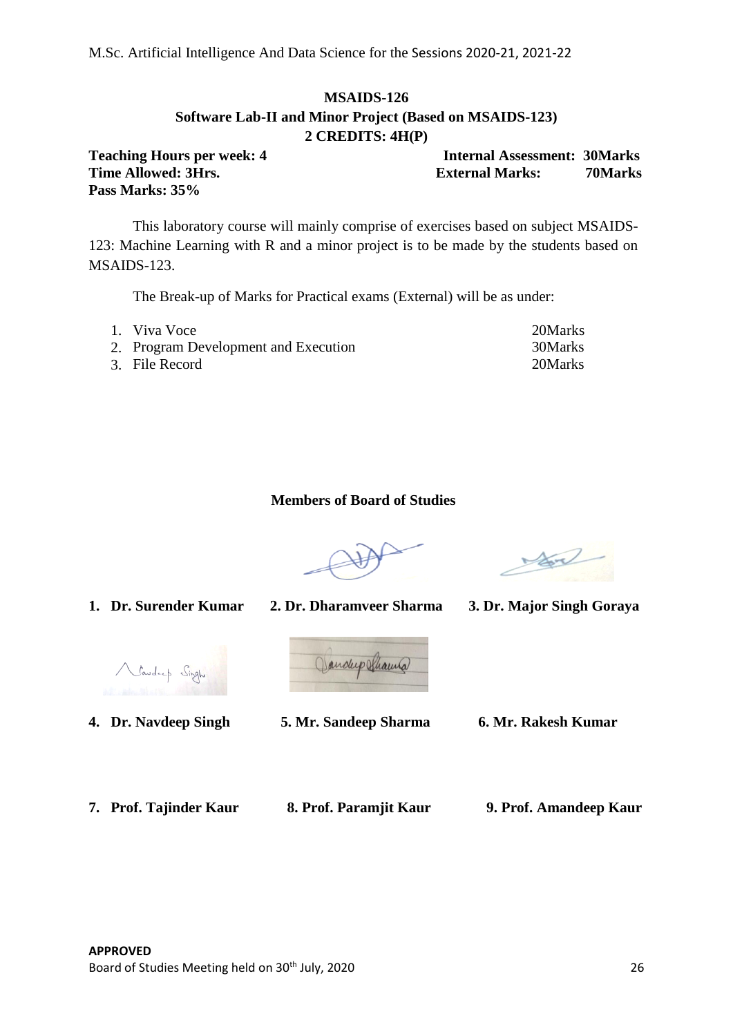## MSAIDS-126

## Software Lab-II and Minor Project (Based on MSAIDS-123)

**2 CREDITS: 4H(P)**

**Teaching Hours per week: 4** **Internal Assessment: 30Marks**
**Time Allowed: 3Hrs.** **External Marks: 70Marks**
**Pass Marks: 35%**

This laboratory course will mainly comprise of exercises based on subject MSAIDS-123: Machine Learning with R and a minor project is to be made by the students based on MSAIDS-123.

The Break-up of Marks for Practical exams (External) will be as under:

| | | |
|---|---|---|
| 1. | Viva Voce | 20Marks |
| 2. | Program Development and Execution | 30Marks |
| 3. | File Record | 20Marks |

**Members of Board of Studies**

**1. Dr. Surender Kumar** **2. Dr. Dharamveer Sharma** **3. Dr. Major Singh Goraya**

**4. Dr. Navdeep Singh** **5. Mr. Sandeep Sharma** **6. Mr. Rakesh Kumar**

**7. Prof. Tajinder Kaur** **8. Prof. Paramjit Kaur** **9. Prof. Amandeep Kaur**

**APPROVED**
Board of Studies Meeting held on 30th July, 2020